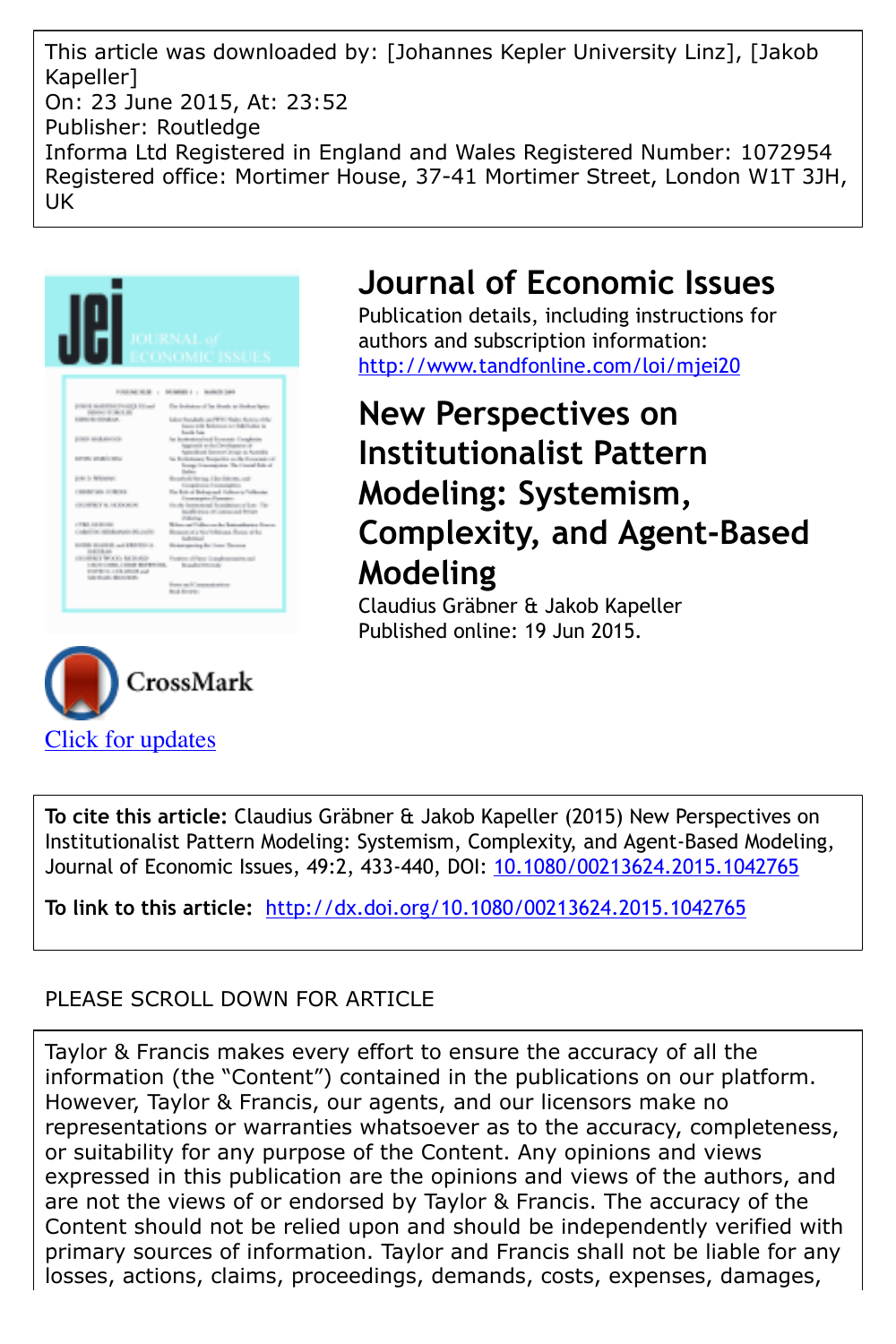This article was downloaded by: [Johannes Kepler University Linz], [Jakob Kapeller]
On: 23 June 2015, At: 23:52
Publisher: Routledge
Informa Ltd Registered in England and Wales Registered Number: 1072954
Registered office: Mortimer House, 37-41 Mortimer Street, London W1T 3JH, UK

# Journal of Economic Issues

Publication details, including instructions for authors and subscription information:
http://www.tandfonline.com/loi/mjei20

# New Perspectives on Institutionalist Pattern Modeling: Systemism, Complexity, and Agent-Based Modeling

Claudius Gräbner & Jakob Kapeller
Published online: 19 Jun 2015.

Click for updates

**To cite this article:** Claudius Gräbner & Jakob Kapeller (2015) New Perspectives on Institutionalist Pattern Modeling: Systemism, Complexity, and Agent-Based Modeling, Journal of Economic Issues, 49:2, 433-440, DOI: 10.1080/00213624.2015.1042765

**To link to this article:** http://dx.doi.org/10.1080/00213624.2015.1042765

PLEASE SCROLL DOWN FOR ARTICLE

Taylor & Francis makes every effort to ensure the accuracy of all the information (the "Content") contained in the publications on our platform. However, Taylor & Francis, our agents, and our licensors make no representations or warranties whatsoever as to the accuracy, completeness, or suitability for any purpose of the Content. Any opinions and views expressed in this publication are the opinions and views of the authors, and are not the views of or endorsed by Taylor & Francis. The accuracy of the Content should not be relied upon and should be independently verified with primary sources of information. Taylor and Francis shall not be liable for any losses, actions, claims, proceedings, demands, costs, expenses, damages,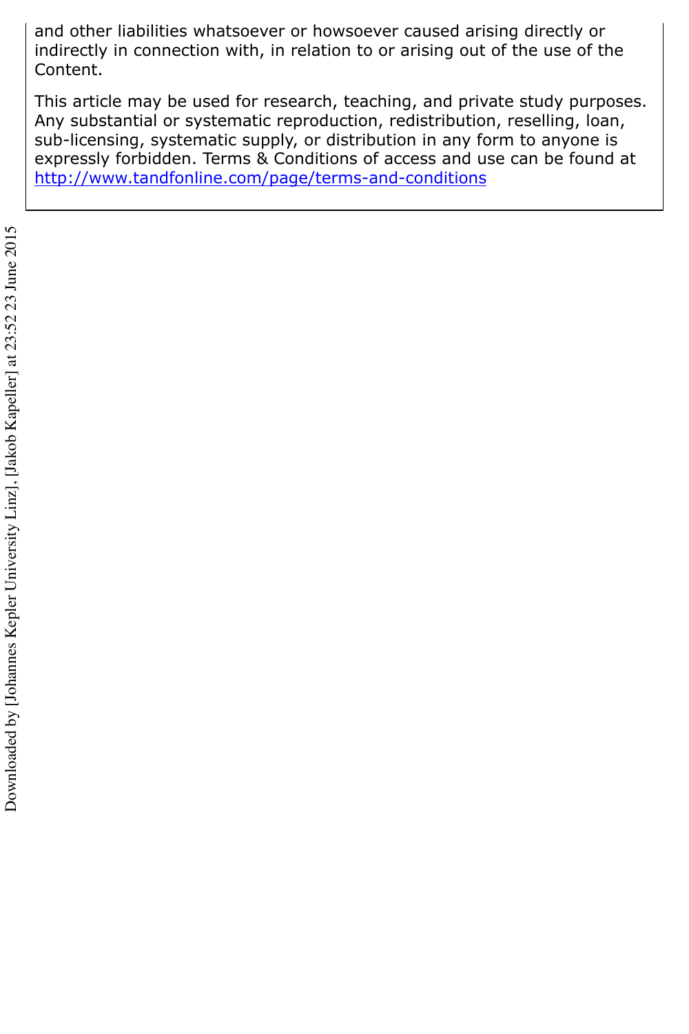and other liabilities whatsoever or howsoever caused arising directly or indirectly in connection with, in relation to or arising out of the use of the Content.

This article may be used for research, teaching, and private study purposes. Any substantial or systematic reproduction, redistribution, reselling, loan, sub-licensing, systematic supply, or distribution in any form to anyone is expressly forbidden. Terms & Conditions of access and use can be found at http://www.tandfonline.com/page/terms-and-conditions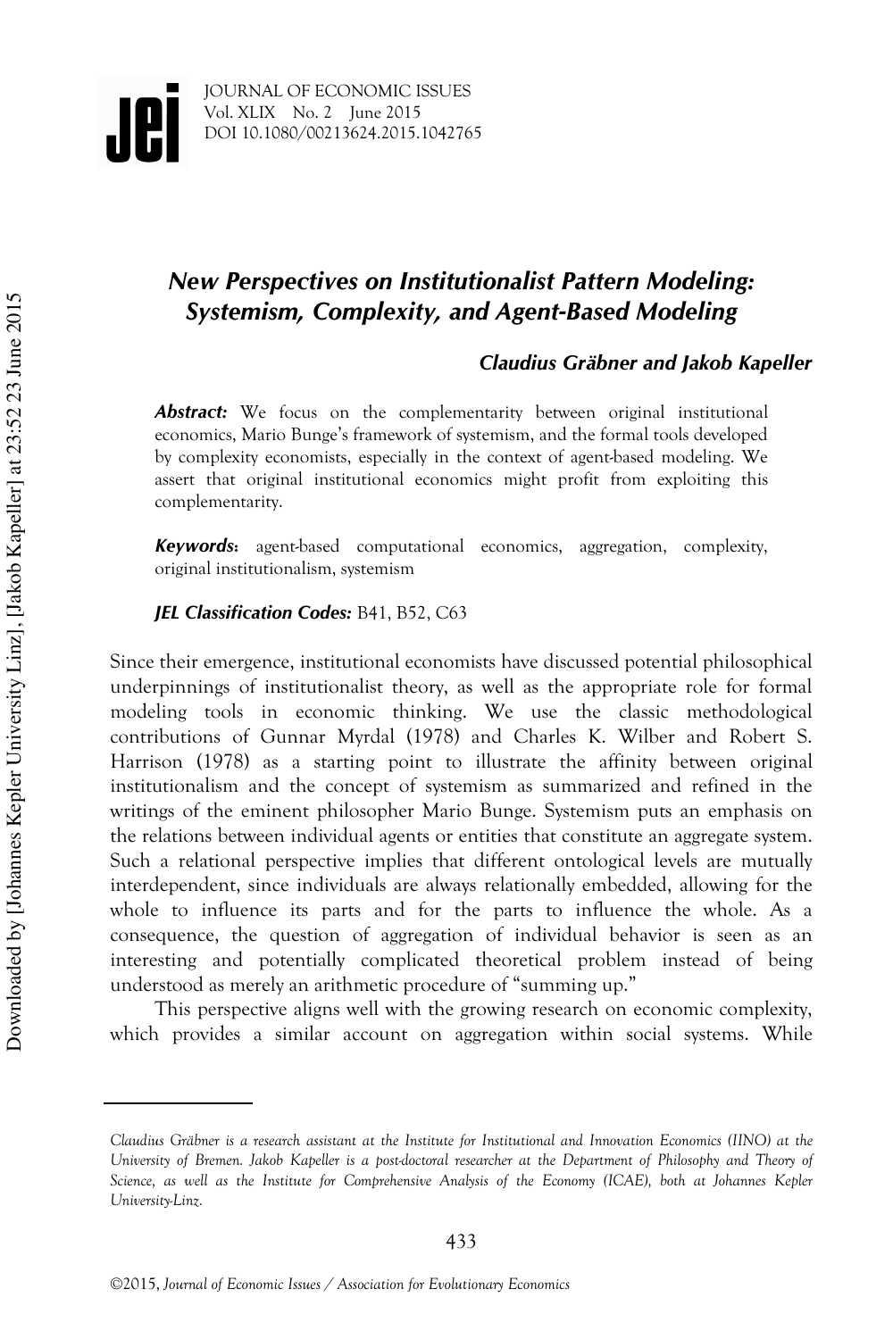# New Perspectives on Institutionalist Pattern Modeling: Systemism, Complexity, and Agent-Based Modeling

***Claudius Gräbner and Jakob Kapeller***

***Abstract:*** We focus on the complementarity between original institutional economics, Mario Bunge's framework of systemism, and the formal tools developed by complexity economists, especially in the context of agent-based modeling. We assert that original institutional economics might profit from exploiting this complementarity.

***Keywords*****:** agent-based computational economics, aggregation, complexity, original institutionalism, systemism

***JEL Classification Codes:*** B41, B52, C63

Since their emergence, institutional economists have discussed potential philosophical underpinnings of institutionalist theory, as well as the appropriate role for formal modeling tools in economic thinking. We use the classic methodological contributions of Gunnar Myrdal (1978) and Charles K. Wilber and Robert S. Harrison (1978) as a starting point to illustrate the affinity between original institutionalism and the concept of systemism as summarized and refined in the writings of the eminent philosopher Mario Bunge. Systemism puts an emphasis on the relations between individual agents or entities that constitute an aggregate system. Such a relational perspective implies that different ontological levels are mutually interdependent, since individuals are always relationally embedded, allowing for the whole to influence its parts and for the parts to influence the whole. As a consequence, the question of aggregation of individual behavior is seen as an interesting and potentially complicated theoretical problem instead of being understood as merely an arithmetic procedure of "summing up."

This perspective aligns well with the growing research on economic complexity, which provides a similar account on aggregation within social systems. While

---

*Claudius Gräbner is a research assistant at the Institute for Institutional and Innovation Economics (IINO) at the University of Bremen. Jakob Kapeller is a post-doctoral researcher at the Department of Philosophy and Theory of Science, as well as the Institute for Comprehensive Analysis of the Economy (ICAE), both at Johannes Kepler University-Linz.*

©2015, *Journal of Economic Issues / Association for Evolutionary Economics*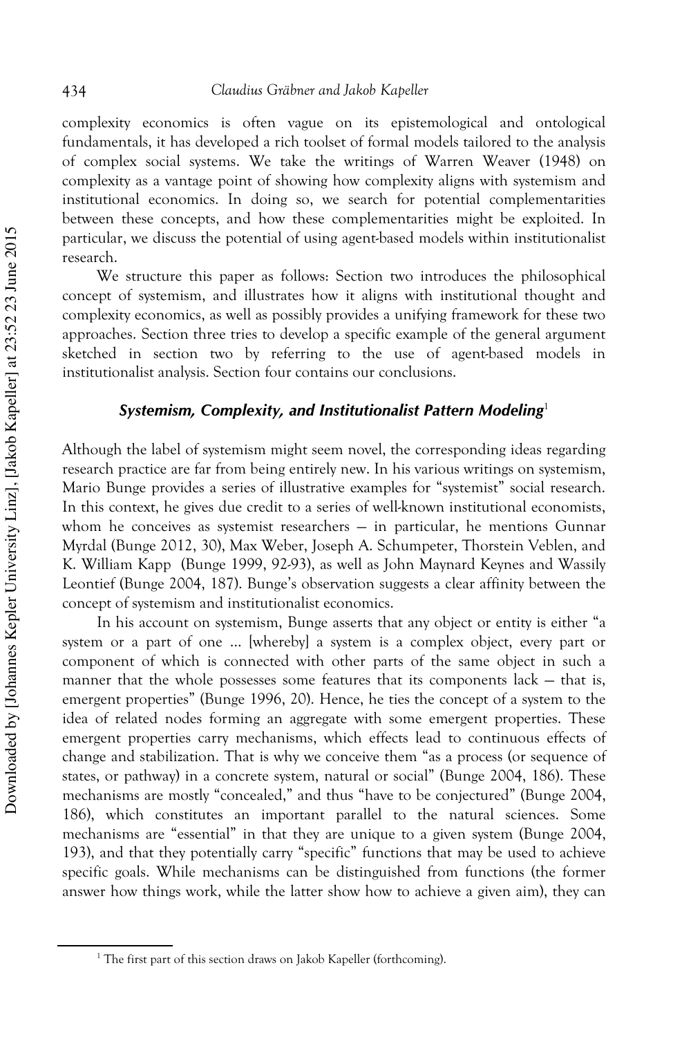complexity economics is often vague on its epistemological and ontological fundamentals, it has developed a rich toolset of formal models tailored to the analysis of complex social systems. We take the writings of Warren Weaver (1948) on complexity as a vantage point of showing how complexity aligns with systemism and institutional economics. In doing so, we search for potential complementarities between these concepts, and how these complementarities might be exploited. In particular, we discuss the potential of using agent-based models within institutionalist research.

We structure this paper as follows: Section two introduces the philosophical concept of systemism, and illustrates how it aligns with institutional thought and complexity economics, as well as possibly provides a unifying framework for these two approaches. Section three tries to develop a specific example of the general argument sketched in section two by referring to the use of agent-based models in institutionalist analysis. Section four contains our conclusions.

## *Systemism, Complexity, and Institutionalist Pattern Modeling*[1]

Although the label of systemism might seem novel, the corresponding ideas regarding research practice are far from being entirely new. In his various writings on systemism, Mario Bunge provides a series of illustrative examples for "systemist" social research. In this context, he gives due credit to a series of well-known institutional economists, whom he conceives as systemist researchers — in particular, he mentions Gunnar Myrdal (Bunge 2012, 30), Max Weber, Joseph A. Schumpeter, Thorstein Veblen, and K. William Kapp (Bunge 1999, 92-93), as well as John Maynard Keynes and Wassily Leontief (Bunge 2004, 187). Bunge's observation suggests a clear affinity between the concept of systemism and institutionalist economics.

In his account on systemism, Bunge asserts that any object or entity is either "a system or a part of one ... [whereby] a system is a complex object, every part or component of which is connected with other parts of the same object in such a manner that the whole possesses some features that its components lack — that is, emergent properties" (Bunge 1996, 20). Hence, he ties the concept of a system to the idea of related nodes forming an aggregate with some emergent properties. These emergent properties carry mechanisms, which effects lead to continuous effects of change and stabilization. That is why we conceive them "as a process (or sequence of states, or pathway) in a concrete system, natural or social" (Bunge 2004, 186). These mechanisms are mostly "concealed," and thus "have to be conjectured" (Bunge 2004, 186), which constitutes an important parallel to the natural sciences. Some mechanisms are "essential" in that they are unique to a given system (Bunge 2004, 193), and that they potentially carry "specific" functions that may be used to achieve specific goals. While mechanisms can be distinguished from functions (the former answer how things work, while the latter show how to achieve a given aim), they can

[1] The first part of this section draws on Jakob Kapeller (forthcoming).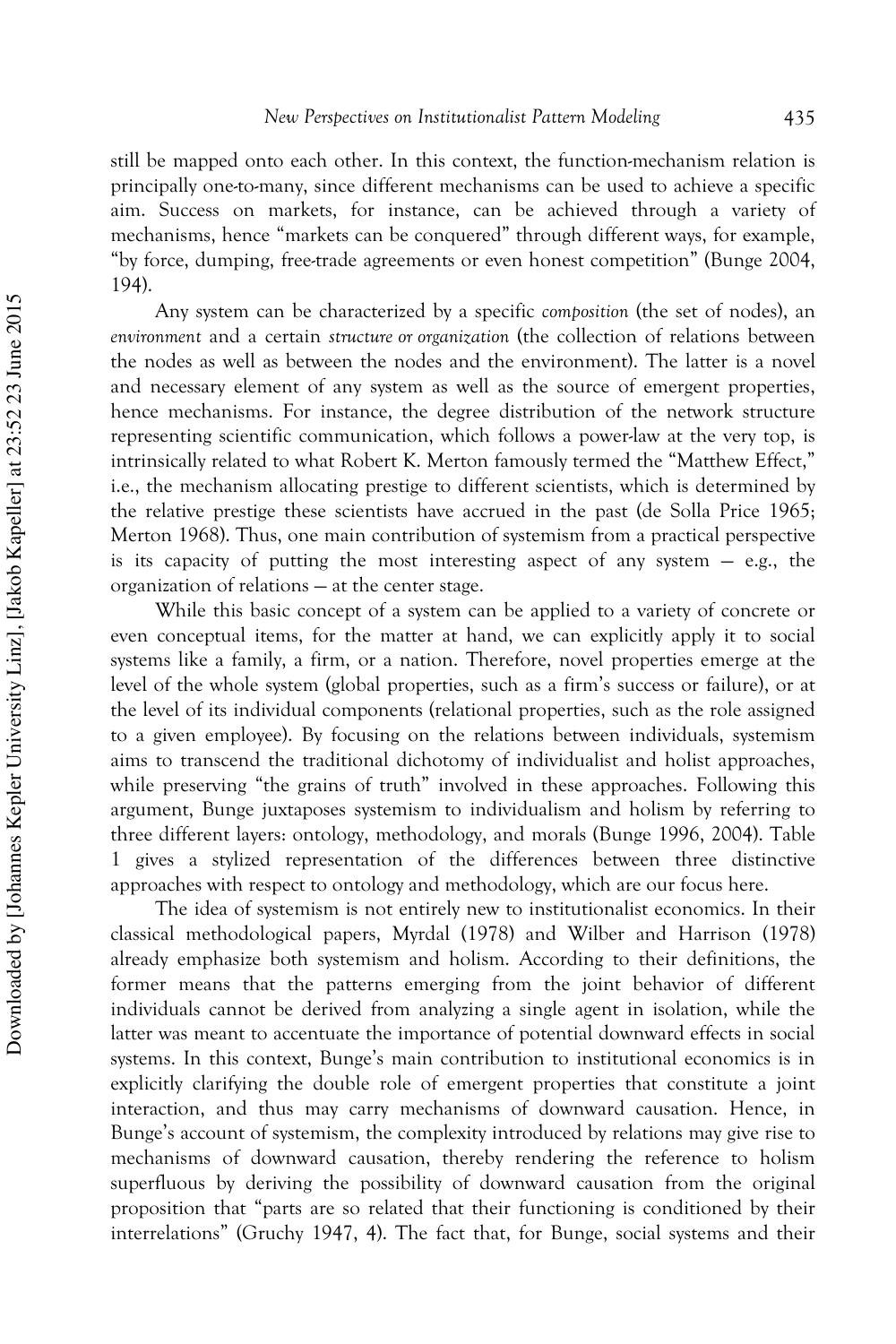still be mapped onto each other. In this context, the function-mechanism relation is principally one-to-many, since different mechanisms can be used to achieve a specific aim. Success on markets, for instance, can be achieved through a variety of mechanisms, hence "markets can be conquered" through different ways, for example, "by force, dumping, free-trade agreements or even honest competition" (Bunge 2004, 194).

Any system can be characterized by a specific *composition* (the set of nodes), an *environment* and a certain *structure or organization* (the collection of relations between the nodes as well as between the nodes and the environment). The latter is a novel and necessary element of any system as well as the source of emergent properties, hence mechanisms. For instance, the degree distribution of the network structure representing scientific communication, which follows a power-law at the very top, is intrinsically related to what Robert K. Merton famously termed the "Matthew Effect," i.e., the mechanism allocating prestige to different scientists, which is determined by the relative prestige these scientists have accrued in the past (de Solla Price 1965; Merton 1968). Thus, one main contribution of systemism from a practical perspective is its capacity of putting the most interesting aspect of any system — e.g., the organization of relations — at the center stage.

While this basic concept of a system can be applied to a variety of concrete or even conceptual items, for the matter at hand, we can explicitly apply it to social systems like a family, a firm, or a nation. Therefore, novel properties emerge at the level of the whole system (global properties, such as a firm's success or failure), or at the level of its individual components (relational properties, such as the role assigned to a given employee). By focusing on the relations between individuals, systemism aims to transcend the traditional dichotomy of individualist and holist approaches, while preserving "the grains of truth" involved in these approaches. Following this argument, Bunge juxtaposes systemism to individualism and holism by referring to three different layers: ontology, methodology, and morals (Bunge 1996, 2004). Table 1 gives a stylized representation of the differences between three distinctive approaches with respect to ontology and methodology, which are our focus here.

The idea of systemism is not entirely new to institutionalist economics. In their classical methodological papers, Myrdal (1978) and Wilber and Harrison (1978) already emphasize both systemism and holism. According to their definitions, the former means that the patterns emerging from the joint behavior of different individuals cannot be derived from analyzing a single agent in isolation, while the latter was meant to accentuate the importance of potential downward effects in social systems. In this context, Bunge's main contribution to institutional economics is in explicitly clarifying the double role of emergent properties that constitute a joint interaction, and thus may carry mechanisms of downward causation. Hence, in Bunge's account of systemism, the complexity introduced by relations may give rise to mechanisms of downward causation, thereby rendering the reference to holism superfluous by deriving the possibility of downward causation from the original proposition that "parts are so related that their functioning is conditioned by their interrelations" (Gruchy 1947, 4). The fact that, for Bunge, social systems and their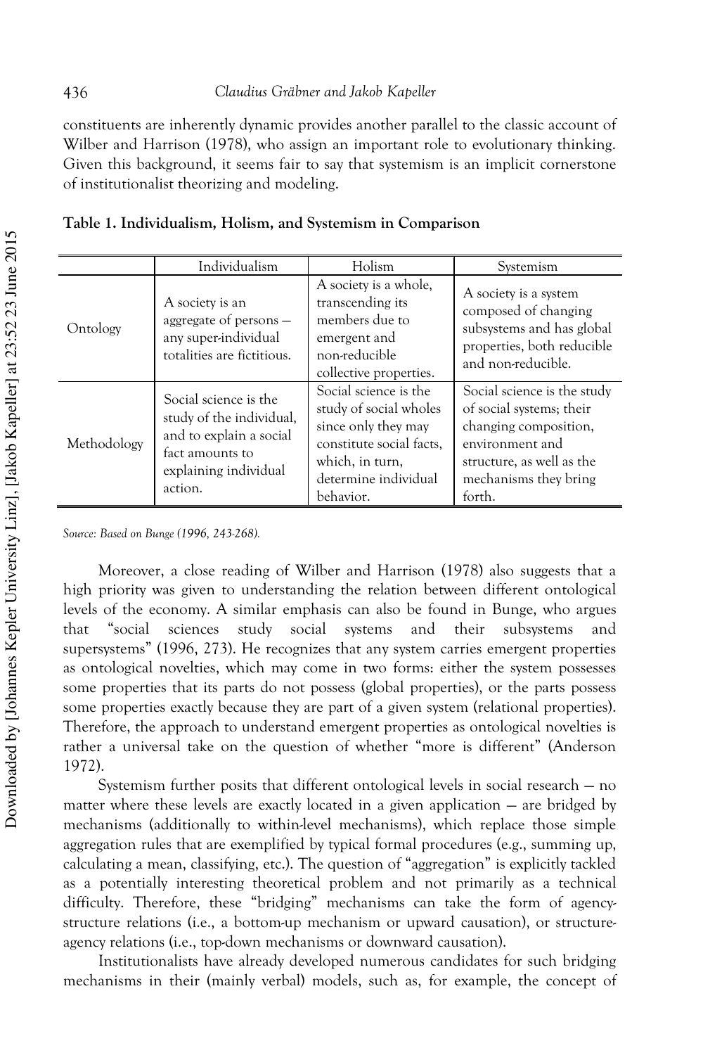constituents are inherently dynamic provides another parallel to the classic account of Wilber and Harrison (1978), who assign an important role to evolutionary thinking. Given this background, it seems fair to say that systemism is an implicit cornerstone of institutionalist theorizing and modeling.

**Table 1. Individualism, Holism, and Systemism in Comparison**

| | Individualism | Holism | Systemism |
|---|---|---|---|
| Ontology | A society is an aggregate of persons — any super-individual totalities are fictitious. | A society is a whole, transcending its members due to emergent and non-reducible collective properties. | A society is a system composed of changing subsystems and has global properties, both reducible and non-reducible. |
| Methodology | Social science is the study of the individual, and to explain a social fact amounts to explaining individual action. | Social science is the study of social wholes since only they may constitute social facts, which, in turn, determine individual behavior. | Social science is the study of social systems; their changing composition, environment and structure, as well as the mechanisms they bring forth. |

*Source: Based on Bunge (1996, 243-268).*

Moreover, a close reading of Wilber and Harrison (1978) also suggests that a high priority was given to understanding the relation between different ontological levels of the economy. A similar emphasis can also be found in Bunge, who argues that "social sciences study social systems and their subsystems and supersystems" (1996, 273). He recognizes that any system carries emergent properties as ontological novelties, which may come in two forms: either the system possesses some properties that its parts do not possess (global properties), or the parts possess some properties exactly because they are part of a given system (relational properties). Therefore, the approach to understand emergent properties as ontological novelties is rather a universal take on the question of whether "more is different" (Anderson 1972).

Systemism further posits that different ontological levels in social research — no matter where these levels are exactly located in a given application — are bridged by mechanisms (additionally to within-level mechanisms), which replace those simple aggregation rules that are exemplified by typical formal procedures (e.g., summing up, calculating a mean, classifying, etc.). The question of "aggregation" is explicitly tackled as a potentially interesting theoretical problem and not primarily as a technical difficulty. Therefore, these "bridging" mechanisms can take the form of agency-structure relations (i.e., a bottom-up mechanism or upward causation), or structure-agency relations (i.e., top-down mechanisms or downward causation).

Institutionalists have already developed numerous candidates for such bridging mechanisms in their (mainly verbal) models, such as, for example, the concept of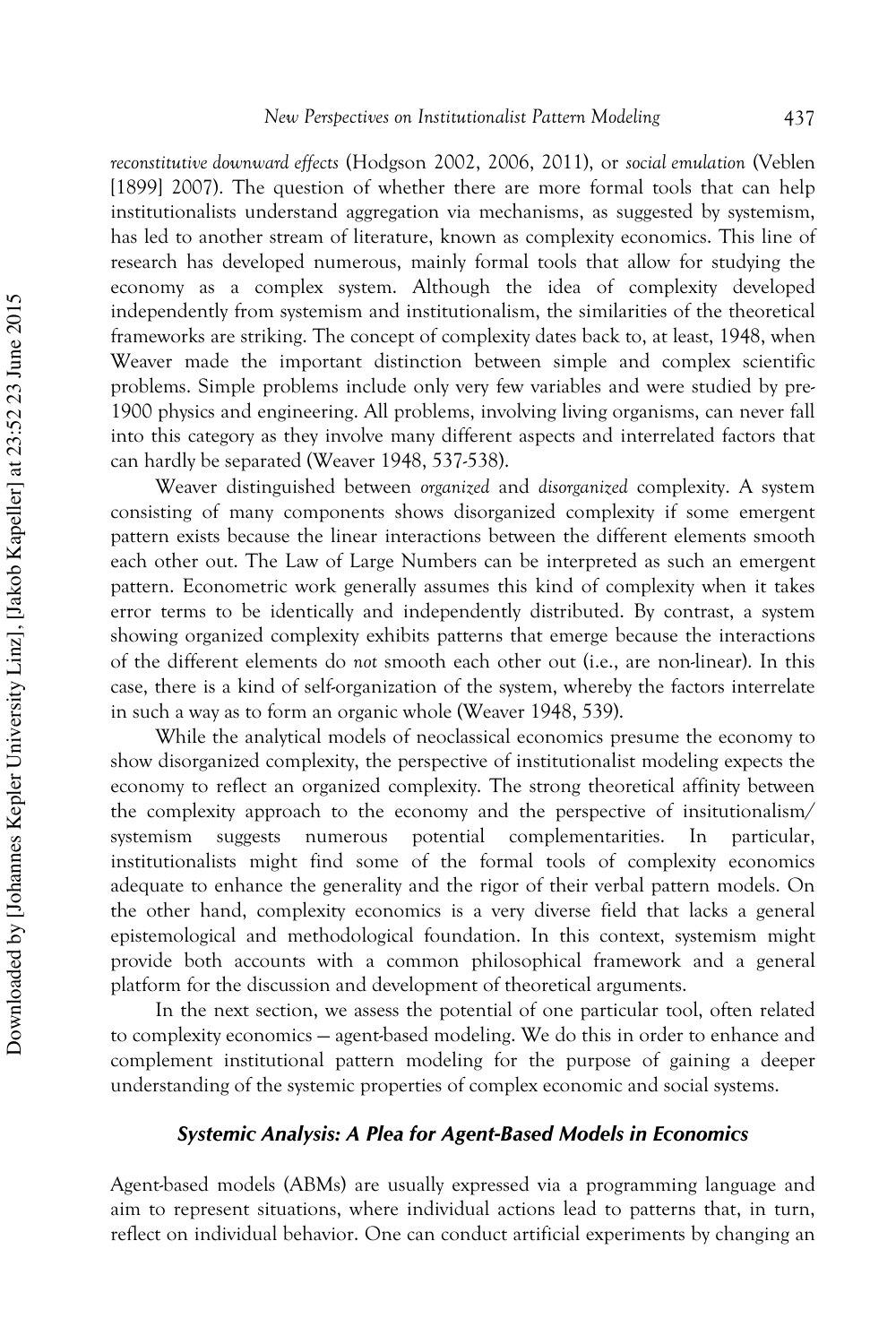*reconstitutive downward effects* (Hodgson 2002, 2006, 2011), or *social emulation* (Veblen [1899] 2007). The question of whether there are more formal tools that can help institutionalists understand aggregation via mechanisms, as suggested by systemism, has led to another stream of literature, known as complexity economics. This line of research has developed numerous, mainly formal tools that allow for studying the economy as a complex system. Although the idea of complexity developed independently from systemism and institutionalism, the similarities of the theoretical frameworks are striking. The concept of complexity dates back to, at least, 1948, when Weaver made the important distinction between simple and complex scientific problems. Simple problems include only very few variables and were studied by pre-1900 physics and engineering. All problems, involving living organisms, can never fall into this category as they involve many different aspects and interrelated factors that can hardly be separated (Weaver 1948, 537-538).

Weaver distinguished between *organized* and *disorganized* complexity. A system consisting of many components shows disorganized complexity if some emergent pattern exists because the linear interactions between the different elements smooth each other out. The Law of Large Numbers can be interpreted as such an emergent pattern. Econometric work generally assumes this kind of complexity when it takes error terms to be identically and independently distributed. By contrast, a system showing organized complexity exhibits patterns that emerge because the interactions of the different elements do *not* smooth each other out (i.e., are non-linear). In this case, there is a kind of self-organization of the system, whereby the factors interrelate in such a way as to form an organic whole (Weaver 1948, 539).

While the analytical models of neoclassical economics presume the economy to show disorganized complexity, the perspective of institutionalist modeling expects the economy to reflect an organized complexity. The strong theoretical affinity between the complexity approach to the economy and the perspective of insitutionalism/ systemism suggests numerous potential complementarities. In particular, institutionalists might find some of the formal tools of complexity economics adequate to enhance the generality and the rigor of their verbal pattern models. On the other hand, complexity economics is a very diverse field that lacks a general epistemological and methodological foundation. In this context, systemism might provide both accounts with a common philosophical framework and a general platform for the discussion and development of theoretical arguments.

In the next section, we assess the potential of one particular tool, often related to complexity economics — agent-based modeling. We do this in order to enhance and complement institutional pattern modeling for the purpose of gaining a deeper understanding of the systemic properties of complex economic and social systems.

## Systemic Analysis: A Plea for Agent-Based Models in Economics

Agent-based models (ABMs) are usually expressed via a programming language and aim to represent situations, where individual actions lead to patterns that, in turn, reflect on individual behavior. One can conduct artificial experiments by changing an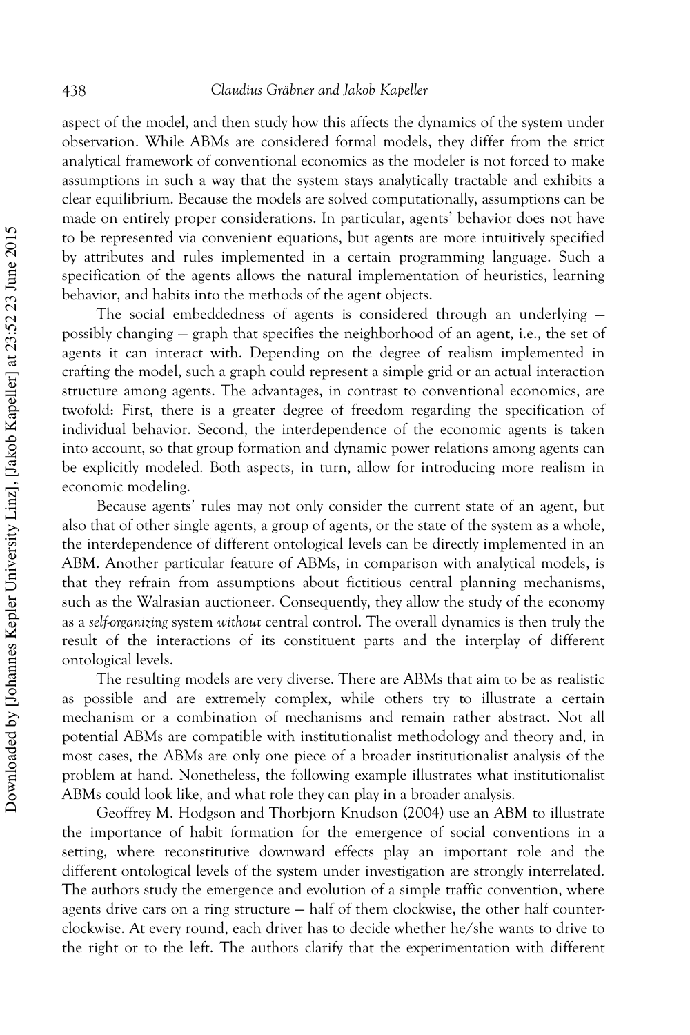aspect of the model, and then study how this affects the dynamics of the system under observation. While ABMs are considered formal models, they differ from the strict analytical framework of conventional economics as the modeler is not forced to make assumptions in such a way that the system stays analytically tractable and exhibits a clear equilibrium. Because the models are solved computationally, assumptions can be made on entirely proper considerations. In particular, agents' behavior does not have to be represented via convenient equations, but agents are more intuitively specified by attributes and rules implemented in a certain programming language. Such a specification of the agents allows the natural implementation of heuristics, learning behavior, and habits into the methods of the agent objects.

The social embeddedness of agents is considered through an underlying — possibly changing — graph that specifies the neighborhood of an agent, i.e., the set of agents it can interact with. Depending on the degree of realism implemented in crafting the model, such a graph could represent a simple grid or an actual interaction structure among agents. The advantages, in contrast to conventional economics, are twofold: First, there is a greater degree of freedom regarding the specification of individual behavior. Second, the interdependence of the economic agents is taken into account, so that group formation and dynamic power relations among agents can be explicitly modeled. Both aspects, in turn, allow for introducing more realism in economic modeling.

Because agents' rules may not only consider the current state of an agent, but also that of other single agents, a group of agents, or the state of the system as a whole, the interdependence of different ontological levels can be directly implemented in an ABM. Another particular feature of ABMs, in comparison with analytical models, is that they refrain from assumptions about fictitious central planning mechanisms, such as the Walrasian auctioneer. Consequently, they allow the study of the economy as a *self-organizing* system *without* central control. The overall dynamics is then truly the result of the interactions of its constituent parts and the interplay of different ontological levels.

The resulting models are very diverse. There are ABMs that aim to be as realistic as possible and are extremely complex, while others try to illustrate a certain mechanism or a combination of mechanisms and remain rather abstract. Not all potential ABMs are compatible with institutionalist methodology and theory and, in most cases, the ABMs are only one piece of a broader institutionalist analysis of the problem at hand. Nonetheless, the following example illustrates what institutionalist ABMs could look like, and what role they can play in a broader analysis.

Geoffrey M. Hodgson and Thorbjorn Knudson (2004) use an ABM to illustrate the importance of habit formation for the emergence of social conventions in a setting, where reconstitutive downward effects play an important role and the different ontological levels of the system under investigation are strongly interrelated. The authors study the emergence and evolution of a simple traffic convention, where agents drive cars on a ring structure — half of them clockwise, the other half counter-clockwise. At every round, each driver has to decide whether he/she wants to drive to the right or to the left. The authors clarify that the experimentation with different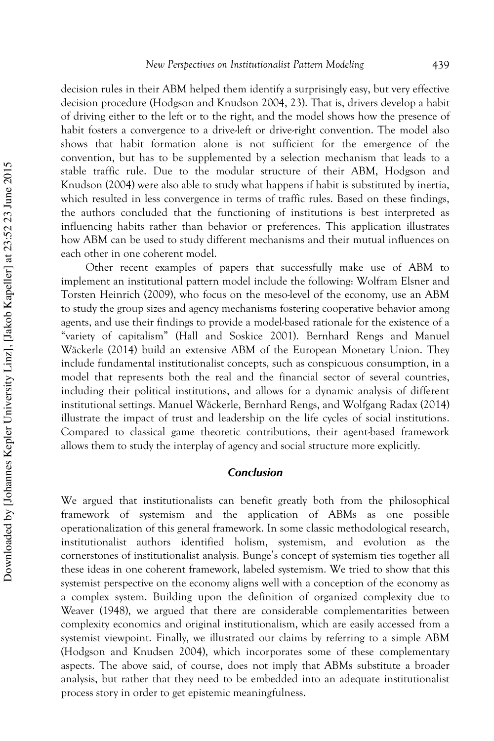decision rules in their ABM helped them identify a surprisingly easy, but very effective decision procedure (Hodgson and Knudson 2004, 23). That is, drivers develop a habit of driving either to the left or to the right, and the model shows how the presence of habit fosters a convergence to a drive-left or drive-right convention. The model also shows that habit formation alone is not sufficient for the emergence of the convention, but has to be supplemented by a selection mechanism that leads to a stable traffic rule. Due to the modular structure of their ABM, Hodgson and Knudson (2004) were also able to study what happens if habit is substituted by inertia, which resulted in less convergence in terms of traffic rules. Based on these findings, the authors concluded that the functioning of institutions is best interpreted as influencing habits rather than behavior or preferences. This application illustrates how ABM can be used to study different mechanisms and their mutual influences on each other in one coherent model.

Other recent examples of papers that successfully make use of ABM to implement an institutional pattern model include the following: Wolfram Elsner and Torsten Heinrich (2009), who focus on the meso-level of the economy, use an ABM to study the group sizes and agency mechanisms fostering cooperative behavior among agents, and use their findings to provide a model-based rationale for the existence of a "variety of capitalism" (Hall and Soskice 2001). Bernhard Rengs and Manuel Wäckerle (2014) build an extensive ABM of the European Monetary Union. They include fundamental institutionalist concepts, such as conspicuous consumption, in a model that represents both the real and the financial sector of several countries, including their political institutions, and allows for a dynamic analysis of different institutional settings. Manuel Wäckerle, Bernhard Rengs, and Wolfgang Radax (2014) illustrate the impact of trust and leadership on the life cycles of social institutions. Compared to classical game theoretic contributions, their agent-based framework allows them to study the interplay of agency and social structure more explicitly.

## Conclusion

We argued that institutionalists can benefit greatly both from the philosophical framework of systemism and the application of ABMs as one possible operationalization of this general framework. In some classic methodological research, institutionalist authors identified holism, systemism, and evolution as the cornerstones of institutionalist analysis. Bunge's concept of systemism ties together all these ideas in one coherent framework, labeled systemism. We tried to show that this systemist perspective on the economy aligns well with a conception of the economy as a complex system. Building upon the definition of organized complexity due to Weaver (1948), we argued that there are considerable complementarities between complexity economics and original institutionalism, which are easily accessed from a systemist viewpoint. Finally, we illustrated our claims by referring to a simple ABM (Hodgson and Knudsen 2004), which incorporates some of these complementary aspects. The above said, of course, does not imply that ABMs substitute a broader analysis, but rather that they need to be embedded into an adequate institutionalist process story in order to get epistemic meaningfulness.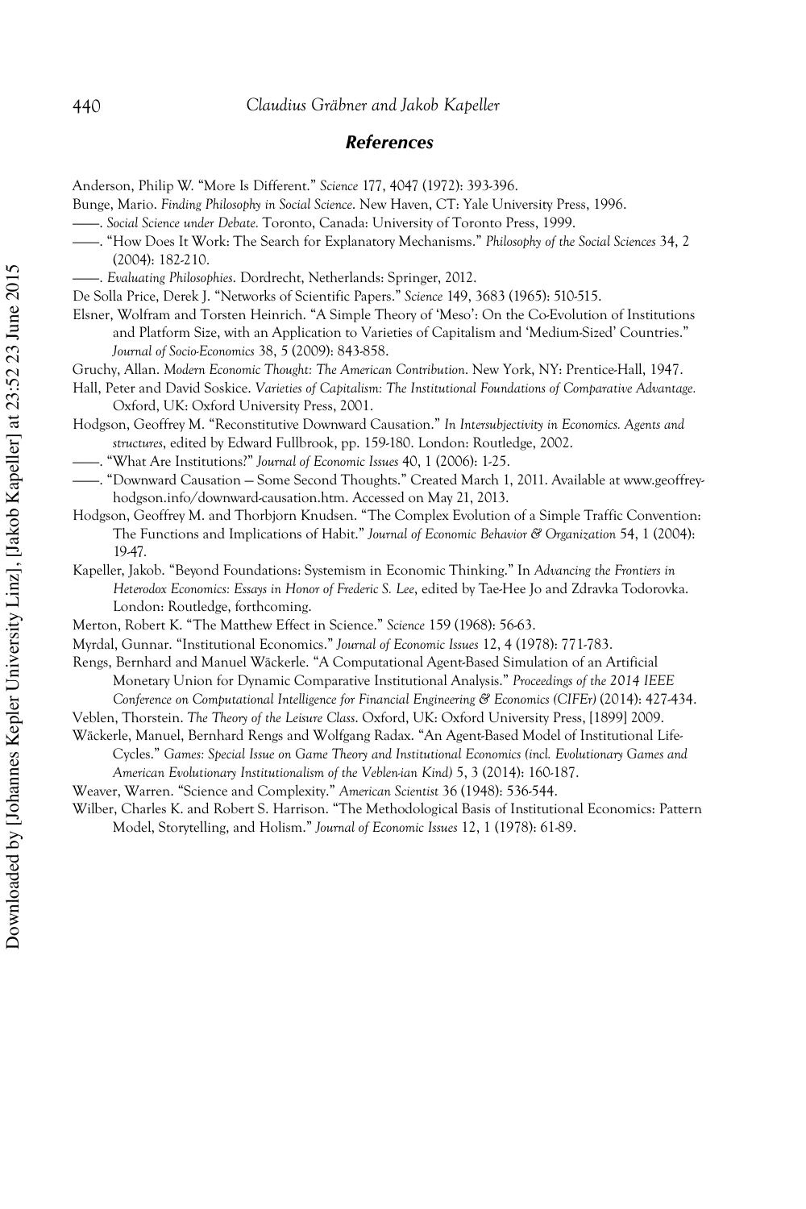## References

Anderson, Philip W. "More Is Different." *Science* 177, 4047 (1972): 393-396.

Bunge, Mario. *Finding Philosophy in Social Science*. New Haven, CT: Yale University Press, 1996.

——. *Social Science under Debate.* Toronto, Canada: University of Toronto Press, 1999.

——. "How Does It Work: The Search for Explanatory Mechanisms." *Philosophy of the Social Sciences* 34, 2 (2004): 182-210.

——. *Evaluating Philosophies*. Dordrecht, Netherlands: Springer, 2012.

De Solla Price, Derek J. "Networks of Scientific Papers." *Science* 149, 3683 (1965): 510-515.

Elsner, Wolfram and Torsten Heinrich. "A Simple Theory of 'Meso': On the Co-Evolution of Institutions and Platform Size, with an Application to Varieties of Capitalism and 'Medium-Sized' Countries." *Journal of Socio-Economics* 38, 5 (2009): 843-858.

Gruchy, Allan. *Modern Economic Thought: The American Contribution*. New York, NY: Prentice-Hall, 1947.

Hall, Peter and David Soskice. *Varieties of Capitalism: The Institutional Foundations of Comparative Advantage.* Oxford, UK: Oxford University Press, 2001.

Hodgson, Geoffrey M. "Reconstitutive Downward Causation." *In Intersubjectivity in Economics. Agents and structures*, edited by Edward Fullbrook, pp. 159-180. London: Routledge, 2002.

——. "What Are Institutions?" *Journal of Economic Issues* 40, 1 (2006): 1-25.

——. "Downward Causation — Some Second Thoughts." Created March 1, 2011. Available at www.geoffrey-hodgson.info/downward-causation.htm. Accessed on May 21, 2013.

Hodgson, Geoffrey M. and Thorbjorn Knudsen. "The Complex Evolution of a Simple Traffic Convention: The Functions and Implications of Habit." *Journal of Economic Behavior & Organization* 54, 1 (2004): 19-47.

Kapeller, Jakob. "Beyond Foundations: Systemism in Economic Thinking." In *Advancing the Frontiers in Heterodox Economics: Essays in Honor of Frederic S. Lee*, edited by Tae-Hee Jo and Zdravka Todorovka. London: Routledge, forthcoming.

Merton, Robert K. "The Matthew Effect in Science." *Science* 159 (1968): 56-63.

Myrdal, Gunnar. "Institutional Economics." *Journal of Economic Issues* 12, 4 (1978): 771-783.

Rengs, Bernhard and Manuel Wäckerle. "A Computational Agent-Based Simulation of an Artificial Monetary Union for Dynamic Comparative Institutional Analysis." *Proceedings of the 2014 IEEE Conference on Computational Intelligence for Financial Engineering & Economics (CIFEr)* (2014): 427-434.

Veblen, Thorstein. *The Theory of the Leisure Class*. Oxford, UK: Oxford University Press, [1899] 2009.

Wäckerle, Manuel, Bernhard Rengs and Wolfgang Radax. "An Agent-Based Model of Institutional Life-Cycles." *Games: Special Issue on Game Theory and Institutional Economics (incl. Evolutionary Games and American Evolutionary Institutionalism of the Veblen-ian Kind)* 5, 3 (2014): 160-187.

Weaver, Warren. "Science and Complexity." *American Scientist* 36 (1948): 536-544.

Wilber, Charles K. and Robert S. Harrison. "The Methodological Basis of Institutional Economics: Pattern Model, Storytelling, and Holism." *Journal of Economic Issues* 12, 1 (1978): 61-89.